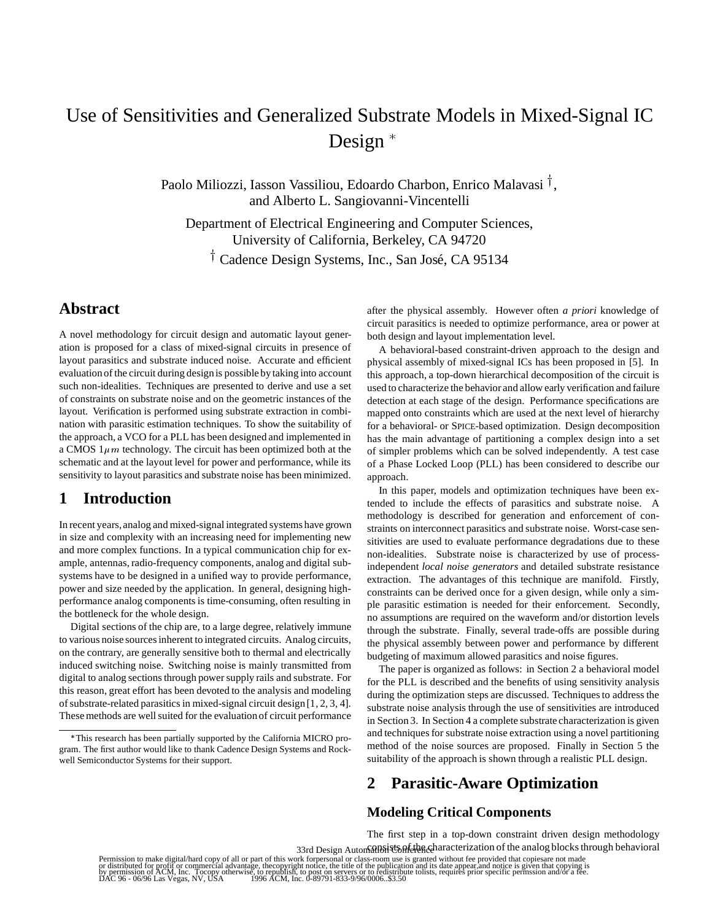# Use of Sensitivities and Generalized Substrate Models in Mixed-Signal IC Design *

Paolo Miliozzi, Iasson Vassiliou, Edoardo Charbon, Enrico Malavasi †, and Alberto L. Sangiovanni-Vincentelli

Department of Electrical Engineering and Computer Sciences, University of California, Berkeley, CA 94720

† Cadence Design Systems, Inc., San José, CA 95134

## Abstract

A novel methodology for circuit design and automatic layout generation is proposed for a class of mixed-signal circuits in presence of layout parasitics and substrate induced noise. Accurate and efficient evaluation of the circuit during design is possible by taking into account such non-idealities. Techniques are presented to derive and use a set of constraints on substrate noise and on the geometric instances of the layout. Verification is performed using substrate extraction in combination with parasitic estimation techniques. To show the suitability of the approach, a VCO for a PLL has been designed and implemented in a CMOS $1\mu m$ technology. The circuit has been optimized both at the schematic and at the layout level for power and performance, while its sensitivity to layout parasitics and substrate noise has been minimized.

## 1 Introduction

In recent years, analog and mixed-signal integrated systems have grown in size and complexity with an increasing need for implementing new and more complex functions. In a typical communication chip for example, antennas, radio-frequency components, analog and digital subsystems have to be designed in a unified way to provide performance, power and size needed by the application. In general, designing high-performance analog components is time-consuming, often resulting in the bottleneck for the whole design.

Digital sections of the chip are, to a large degree, relatively immune to various noise sources inherent to integrated circuits. Analog circuits, on the contrary, are generally sensitive both to thermal and electrically induced switching noise. Switching noise is mainly transmitted from digital to analog sections through power supply rails and substrate. For this reason, great effort has been devoted to the analysis and modeling of substrate-related parasitics in mixed-signal circuit design [1, 2, 3, 4]. These methods are well suited for the evaluation of circuit performance after the physical assembly. However often *a priori* knowledge of circuit parasitics is needed to optimize performance, area or power at both design and layout implementation level.

A behavioral-based constraint-driven approach to the design and physical assembly of mixed-signal ICs has been proposed in [5]. In this approach, a top-down hierarchical decomposition of the circuit is used to characterize the behavior and allow early verification and failure detection at each stage of the design. Performance specifications are mapped onto constraints which are used at the next level of hierarchy for a behavioral- or SPICE-based optimization. Design decomposition has the main advantage of partitioning a complex design into a set of simpler problems which can be solved independently. A test case of a Phase Locked Loop (PLL) has been considered to describe our approach.

In this paper, models and optimization techniques have been extended to include the effects of parasitics and substrate noise. A methodology is described for generation and enforcement of constraints on interconnect parasitics and substrate noise. Worst-case sensitivities are used to evaluate performance degradations due to these non-idealities. Substrate noise is characterized by use of process-independent *local noise generators* and detailed substrate resistance extraction. The advantages of this technique are manifold. Firstly, constraints can be derived once for a given design, while only a simple parasitic estimation is needed for their enforcement. Secondly, no assumptions are required on the waveform and/or distortion levels through the substrate. Finally, several trade-offs are possible during the physical assembly between power and performance by different budgeting of maximum allowed parasitics and noise figures.

The paper is organized as follows: in Section 2 a behavioral model for the PLL is described and the benefits of using sensitivity analysis during the optimization steps are discussed. Techniques to address the substrate noise analysis through the use of sensitivities are introduced in Section 3. In Section 4 a complete substrate characterization is given and techniques for substrate noise extraction using a novel partitioning method of the noise sources are proposed. Finally in Section 5 the suitability of the approach is shown through a realistic PLL design.

## 2 Parasitic-Aware Optimization

### Modeling Critical Components

The first step in a top-down constraint driven design methodology consists of the characterization of the analog blocks through behavioral

*This research has been partially supported by the California MICRO program. The first author would like to thank Cadence Design Systems and Rockwell Semiconductor Systems for their support.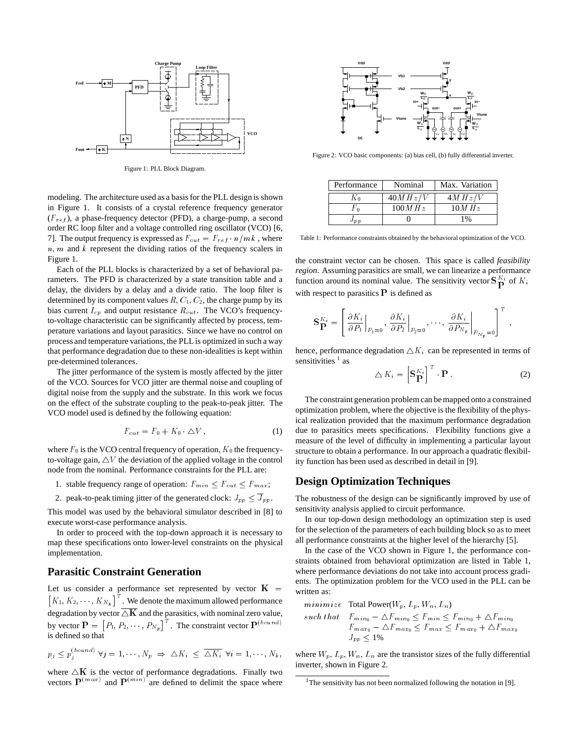Figure 1: PLL Block Diagram.

modeling. The architecture used as a basis for the PLL design is shown in Figure 1. It consists of a crystal reference frequency generator ($F_{ref}$), a phase-frequency detector (PFD), a charge-pump, a second order RC loop filter and a voltage controlled ring oscillator (VCO) [6, 7]. The output frequency is expressed as $F_{out} = F_{ref} \cdot n/mk$ , where $n$, $m$ and $k$ represent the dividing ratios of the frequency scalers in Figure 1.

Each of the PLL blocks is characterized by a set of behavioral parameters. The PFD is characterized by a state transition table and a delay, the dividers by a delay and a divide ratio. The loop filter is determined by its component values $R$, $C_1$, $C_2$, the charge pump by its bias current $I_{cp}$ and output resistance $R_{out}$. The VCO's frequency-to-voltage characteristic can be significantly affected by process, temperature variations and layout parasitics. Since we have no control on process and temperature variations, the PLL is optimized in such a way that performance degradation due to these non-idealities is kept within pre-determined tolerances.

The jitter performance of the system is mostly affected by the jitter of the VCO. Sources for VCO jitter are thermal noise and coupling of digital noise from the supply and the substrate. In this work we focus on the effect of the substrate coupling to the peak-to-peak jitter. The VCO model used is defined by the following equation:

$$F_{out} = F_0 + K_0 \cdot \triangle V \, , \tag{1}$$

where $F_0$ is the VCO central frequency of operation, $K_0$ the frequency-to-voltage gain, $\triangle V$ the deviation of the applied voltage in the control node from the nominal. Performance constraints for the PLL are:

1. stable frequency range of operation: $F_{min} \leq F_{out} \leq F_{max}$;
2. peak-to-peak timing jitter of the generated clock: $J_{pp} \leq \overline{J}_{pp}$.

This model was used by the behavioral simulator described in [8] to execute worst-case performance analysis.

In order to proceed with the top-down approach it is necessary to map these specifications onto lower-level constraints on the physical implementation.

## Parasitic Constraint Generation

Let us consider a performance set represented by vector $\mathbf{K} = \left[K_1, K_2, \cdots, K_{N_k}\right]^T$. We denote the maximum allowed performance degradation by vector $\overline{\triangle \mathbf{K}}$ and the parasitics, with nominal zero value, by vector $\mathbf{P} = \left[P_1, P_2, \cdots, P_{N_p}\right]^T$. The constraint vector $\mathbf{P}^{(bound)}$ is defined so that

$$p_j \leq p_j^{(bound)} \; \forall j = 1, \cdots, N_p \; \Rightarrow \; \triangle K_i \; \leq \; \overline{\triangle K_i} \; \forall i = 1, \cdots, N_k,$$

where $\triangle \mathbf{K}$ is the vector of performance degradations. Finally two vectors $\mathbf{P}^{(max)}$ and $\mathbf{P}^{(min)}$ are defined to delimit the space where the constraint vector can be chosen. This space is called *feasibility region*. Assuming parasitics are small, we can linearize a performance function around its nominal value. The sensitivity vector $\mathbf{S}_{\mathbf{P}}^{K_i}$ of $K_i$ with respect to parasitics $\mathbf{P}$ is defined as

$$\mathbf{S}_{\mathbf{P}}^{K_i} = \left[ \left.\frac{\partial K_i}{\partial P_1}\right|_{P_1=0}, \left.\frac{\partial K_i}{\partial P_2}\right|_{P_2=0}, \cdots, \left.\frac{\partial K_i}{\partial P_{N_p}}\right|_{P_{N_p}=0} \right]^T ,$$

hence, performance degradation $\triangle K_i$ can be represented in terms of sensitivities [1] as

$$\triangle K_i = \left[\mathbf{S}_{\mathbf{P}}^{K_i}\right]^T \cdot \mathbf{P} \, . \tag{2}$$

The constraint generation problem can be mapped onto a constrained optimization problem, where the objective is the flexibility of the physical realization provided that the maximum performance degradation due to parasitics meets specifications. Flexibility functions give a measure of the level of difficulty in implementing a particular layout structure to obtain a performance. In our approach a quadratic flexibility function has been used as described in detail in [9].

Figure 2: VCO basic components: (a) bias cell, (b) fully differential inverter.

| Performance | Nominal | Max. Variation |
|---|---|---|
| $K_0$ | $40 MHz/V$ | $4 MHz/V$ |
| $F_0$ | $100 MHz$ | $10 MHz$ |
| $J_{pp}$ | 0 | 1% |

Table 1: Performance constraints obtained by the behavioral optimization of the VCO.

## Design Optimization Techniques

The robustness of the design can be significantly improved by use of sensitivity analysis applied to circuit performance.

In our top-down design methodology an optimization step is used for the selection of the parameters of each building block so as to meet all performance constraints at the higher level of the hierarchy [5].

In the case of the VCO shown in Figure 1, the performance constraints obtained from behavioral optimization are listed in Table 1, where performance deviations do not take into account process gradients. The optimization problem for the VCO used in the PLL can be written as:

$$\begin{array}{ll} minimize & \text{Total Power}(W_p, L_p, W_n, L_n) \\ such\ that & F_{min_0} - \triangle F_{min_0} \leq F_{min} \leq F_{min_0} + \triangle F_{min_0} \\ & F_{max_0} - \triangle F_{max_0} \leq F_{max} \leq F_{max_0} + \triangle F_{max_0} \\ & J_{pp} \leq 1\% \end{array}$$

where $W_p, L_p, W_n, L_n$ are the transistor sizes of the fully differential inverter, shown in Figure 2.

[1] The sensitivity has not been normalized following the notation in [9].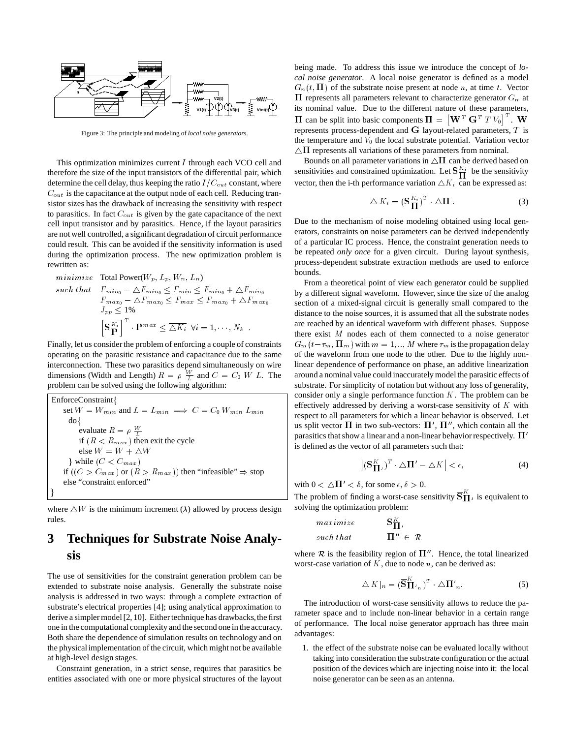Figure 3: The principle and modeling of *local noise generators*.

This optimization minimizes current $I$ through each VCO cell and therefore the size of the input transistors of the differential pair, which determine the cell delay, thus keeping the ratio $I/C_{out}$ constant, where $C_{out}$ is the capacitance at the output node of each cell. Reducing transistor sizes has the drawback of increasing the sensitivity with respect to parasitics. In fact $C_{out}$ is given by the gate capacitance of the next cell input transistor and by parasitics. Hence, if the layout parasitics are not well controlled, a significant degradation of circuit performance could result. This can be avoided if the sensitivity information is used during the optimization process. The new optimization problem is rewritten as:

$$\begin{array}{ll} minimize & \text{Total Power}(W_p, L_p, W_n, L_n) \\ such\ that & F_{min_0} - \triangle F_{min_0} \leq F_{min} \leq F_{min_0} + \triangle F_{min_0} \\ & F_{max_0} - \triangle F_{max_0} \leq F_{max} \leq F_{max_0} + \triangle F_{max_0} \\ & J_{pp} \leq 1\% \\ & \left[\mathbf{S}_{\mathbf{P}}^{K_i}\right]^T \cdot \mathbf{P}^{max} \leq \overline{\triangle K_i} \;\; \forall i = 1, \cdots, N_k \; . \end{array}$$

Finally, let us consider the problem of enforcing a couple of constraints operating on the parasitic resistance and capacitance due to the same interconnection. These two parasitics depend simultaneously on wire dimensions (Width and Length) $R = \rho \, \frac{W}{L}$ and $C = C_0 \, W \, L$. The problem can be solved using the following algorithm:

```
EnforceConstraint{
    set W = W_min and L = L_min  ==>  C = C_0 W_min L_min
    do{
        evaluate R = ρ W/L
        if (R < R_max) then exit the cycle
        else W = W + △W
    } while (C < C_max)
    if ((C > C_max) or (R > R_max)) then "infeasible" ⇒ stop
    else "constraint enforced"
}
```

where $\triangle W$ is the minimum increment ($\lambda$) allowed by process design rules.

# 3 Techniques for Substrate Noise Analysis

The use of sensitivities for the constraint generation problem can be extended to substrate noise analysis. Generally the substrate noise analysis is addressed in two ways: through a complete extraction of substrate's electrical properties [4]; using analytical approximation to derive a simpler model [2, 10]. Either technique has drawbacks, the first one in the computational complexity and the second one in the accuracy. Both share the dependence of simulation results on technology and on the physical implementation of the circuit, which might not be available at high-level design stages.

Constraint generation, in a strict sense, requires that parasitics be entities associated with one or more physical structures of the layout being made. To address this issue we introduce the concept of *local noise generator*. A local noise generator is defined as a model $G_n(t, \mathbf{\Pi})$ of the substrate noise present at node $n$, at time $t$. Vector $\mathbf{\Pi}$ represents all parameters relevant to characterize generator $G_n$ at its nominal value. Due to the different nature of these parameters, $\mathbf{\Pi}$ can be split into basic components $\mathbf{\Pi} = \left[\mathbf{W}^T \; \mathbf{G}^T \; T \; V_0\right]^T$. $\mathbf{W}$ represents process-dependent and $\mathbf{G}$ layout-related parameters, $T$ is the temperature and $V_0$ the local substrate potential. Variation vector $\triangle\mathbf{\Pi}$ represents all variations of these parameters from nominal.

Bounds on all parameter variations in $\triangle\mathbf{\Pi}$ can be derived based on sensitivities and constrained optimization. Let $\mathbf{S}_{\mathbf{\Pi}}^{K_i}$ be the sensitivity vector, then the i-th performance variation $\triangle K_i$ can be expressed as:

$$\triangle \, K_i = (\mathbf{S}_{\mathbf{\Pi}}^{K_i})^T \cdot \triangle\mathbf{\Pi} \, . \tag{3}$$

Due to the mechanism of noise modeling obtained using local generators, constraints on noise parameters can be derived independently of a particular IC process. Hence, the constraint generation needs to be repeated *only once* for a given circuit. During layout synthesis, process-dependent substrate extraction methods are used to enforce bounds.

From a theoretical point of view each generator could be supplied by a different signal waveform. However, since the size of the analog section of a mixed-signal circuit is generally small compared to the distance to the noise sources, it is assumed that all the substrate nodes are reached by an identical waveform with different phases. Suppose there exist $M$ nodes each of them connected to a noise generator $G_m(t-\tau_m, \mathbf{\Pi}_m)$ with $m = 1, .., M$ where $\tau_m$ is the propagation delay of the waveform from one node to the other. Due to the highly non-linear dependence of performance on phase, an additive linearization around a nominal value could inaccurately model the parasitic effects of substrate. For simplicity of notation but without any loss of generality, consider only a single performance function $K$. The problem can be effectively addressed by deriving a worst-case sensitivity of $K$ with respect to all parameters for which a linear behavior is observed. Let us split vector $\mathbf{\Pi}$ in two sub-vectors: $\mathbf{\Pi}'$, $\mathbf{\Pi}''$, which contain all the parasitics that show a linear and a non-linear behavior respectively. $\mathbf{\Pi}'$ is defined as the vector of all parameters such that:

$$\left|(\mathbf{S}_{\mathbf{\Pi}'}^{K})^T \cdot \triangle\mathbf{\Pi}' - \triangle K\right| < \epsilon, \tag{4}$$

with $0 < \triangle\mathbf{\Pi}' < \delta$, for some $\epsilon, \delta > 0$.

The problem of finding a worst-case sensitivity $\overline{\mathbf{S}}_{\mathbf{\Pi}'}^{K}$ is equivalent to solving the optimization problem:

$$\begin{array}{ll} maximize & \mathbf{S}_{\mathbf{\Pi}'}^{K} \\ such\ that & \mathbf{\Pi}'' \in \mathcal{R} \end{array}$$

where $\mathcal{R}$ is the feasibility region of $\mathbf{\Pi}''$. Hence, the total linearized worst-case variation of $K$, due to node $n$, can be derived as:

$$\triangle \, K|_n = (\overline{\mathbf{S}}_{\mathbf{\Pi}'_n}^{K})^T \cdot \triangle\mathbf{\Pi}'_n. \tag{5}$$

The introduction of worst-case sensitivity allows to reduce the parameter space and to include non-linear behavior in a certain range of performance. The local noise generator approach has three main advantages:

1. the effect of the substrate noise can be evaluated locally without taking into consideration the substrate configuration or the actual position of the devices which are injecting noise into it: the local noise generator can be seen as an antenna.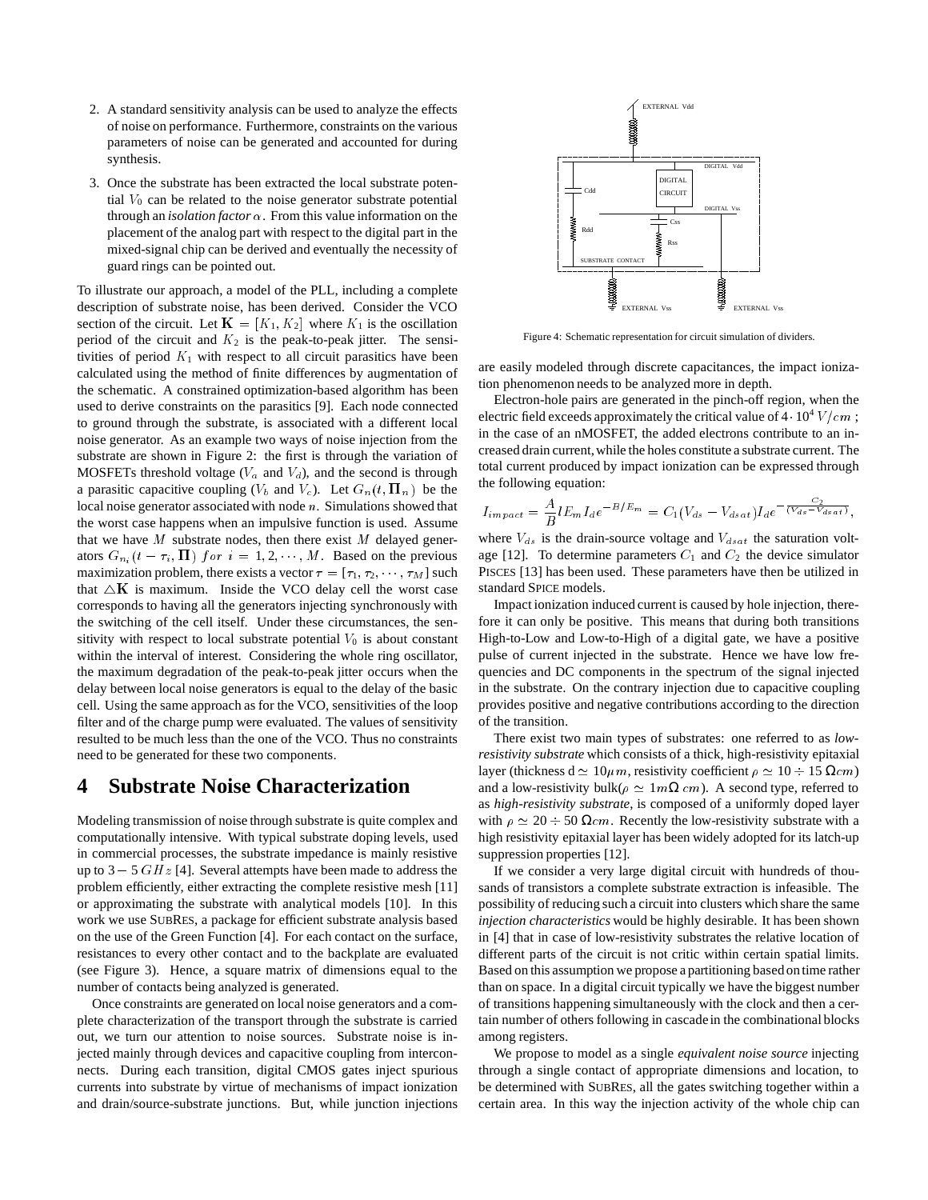2. A standard sensitivity analysis can be used to analyze the effects of noise on performance. Furthermore, constraints on the various parameters of noise can be generated and accounted for during synthesis.

3. Once the substrate has been extracted the local substrate potential $V_0$ can be related to the noise generator substrate potential through an *isolation factor* $\alpha$. From this value information on the placement of the analog part with respect to the digital part in the mixed-signal chip can be derived and eventually the necessity of guard rings can be pointed out.

To illustrate our approach, a model of the PLL, including a complete description of substrate noise, has been derived. Consider the VCO section of the circuit. Let $\mathbf{K} = [K_1, K_2]$ where $K_1$ is the oscillation period of the circuit and $K_2$ is the peak-to-peak jitter. The sensitivities of period $K_1$ with respect to all circuit parasitics have been calculated using the method of finite differences by augmentation of the schematic. A constrained optimization-based algorithm has been used to derive constraints on the parasitics [9]. Each node connected to ground through the substrate, is associated with a different local noise generator. As an example two ways of noise injection from the substrate are shown in Figure 2: the first is through the variation of MOSFETs threshold voltage ($V_a$ and $V_d$), and the second is through a parasitic capacitive coupling ($V_b$ and $V_c$). Let $G_n(t, \mathbf{\Pi}_n)$ be the local noise generator associated with node $n$. Simulations showed that the worst case happens when an impulsive function is used. Assume that we have $M$ substrate nodes, then there exist $M$ delayed generators $G_{n_i}(t - \tau_i, \mathbf{\Pi})$ $for$ $i = 1, 2, \cdots, M$. Based on the previous maximization problem, there exists a vector $\tau = [\tau_1, \tau_2, \cdots, \tau_M]$ such that $\triangle\mathbf{K}$ is maximum. Inside the VCO delay cell the worst case corresponds to having all the generators injecting synchronously with the switching of the cell itself. Under these circumstances, the sensitivity with respect to local substrate potential $V_0$ is about constant within the interval of interest. Considering the whole ring oscillator, the maximum degradation of the peak-to-peak jitter occurs when the delay between local noise generators is equal to the delay of the basic cell. Using the same approach as for the VCO, sensitivities of the loop filter and of the charge pump were evaluated. The values of sensitivity resulted to be much less than the one of the VCO. Thus no constraints need to be generated for these two components.

# 4 Substrate Noise Characterization

Modeling transmission of noise through substrate is quite complex and computationally intensive. With typical substrate doping levels, used in commercial processes, the substrate impedance is mainly resistive up to $3 - 5\,GHz$ [4]. Several attempts have been made to address the problem efficiently, either extracting the complete resistive mesh [11] or approximating the substrate with analytical models [10]. In this work we use SUBRES, a package for efficient substrate analysis based on the use of the Green Function [4]. For each contact on the surface, resistances to every other contact and to the backplate are evaluated (see Figure 3). Hence, a square matrix of dimensions equal to the number of contacts being analyzed is generated.

Once constraints are generated on local noise generators and a complete characterization of the transport through the substrate is carried out, we turn our attention to noise sources. Substrate noise is injected mainly through devices and capacitive coupling from interconnects. During each transition, digital CMOS gates inject spurious currents into substrate by virtue of mechanisms of impact ionization and drain/source-substrate junctions. But, while junction injections are easily modeled through discrete capacitances, the impact ionization phenomenon needs to be analyzed more in depth.

Figure 4: Schematic representation for circuit simulation of dividers.

Electron-hole pairs are generated in the pinch-off region, when the electric field exceeds approximately the critical value of $4 \cdot 10^4\,V/cm$ ; in the case of an nMOSFET, the added electrons contribute to an increased drain current, while the holes constitute a substrate current. The total current produced by impact ionization can be expressed through the following equation:

$$I_{impact} = \frac{A}{B} l E_m I_d e^{-B/E_m} = C_1 (V_{ds} - V_{dsat}) I_d e^{-\frac{C_2}{(V_{ds} - V_{dsat})}},$$

where $V_{ds}$ is the drain-source voltage and $V_{dsat}$ the saturation voltage [12]. To determine parameters $C_1$ and $C_2$ the device simulator PISCES [13] has been used. These parameters have then be utilized in standard SPICE models.

Impact ionization induced current is caused by hole injection, therefore it can only be positive. This means that during both transitions High-to-Low and Low-to-High of a digital gate, we have a positive pulse of current injected in the substrate. Hence we have low frequencies and DC components in the spectrum of the signal injected in the substrate. On the contrary injection due to capacitive coupling provides positive and negative contributions according to the direction of the transition.

There exist two main types of substrates: one referred to as *low-resistivity substrate* which consists of a thick, high-resistivity epitaxial layer (thickness d $\simeq 10\mu m$, resistivity coefficient $\rho \simeq 10 \div 15\,\Omega cm$) and a low-resistivity bulk($\rho \simeq 1m\Omega\,cm$). A second type, referred to as *high-resistivity substrate*, is composed of a uniformly doped layer with $\rho \simeq 20 \div 50\,\Omega cm$. Recently the low-resistivity substrate with a high resistivity epitaxial layer has been widely adopted for its latch-up suppression properties [12].

If we consider a very large digital circuit with hundreds of thousands of transistors a complete substrate extraction is infeasible. The possibility of reducing such a circuit into clusters which share the same *injection characteristics* would be highly desirable. It has been shown in [4] that in case of low-resistivity substrates the relative location of different parts of the circuit is not critic within certain spatial limits. Based on this assumption we propose a partitioning based on time rather than on space. In a digital circuit typically we have the biggest number of transitions happening simultaneously with the clock and then a certain number of others following in cascade in the combinational blocks among registers.

We propose to model as a single *equivalent noise source* injecting through a single contact of appropriate dimensions and location, to be determined with SUBRES, all the gates switching together within a certain area. In this way the injection activity of the whole chip can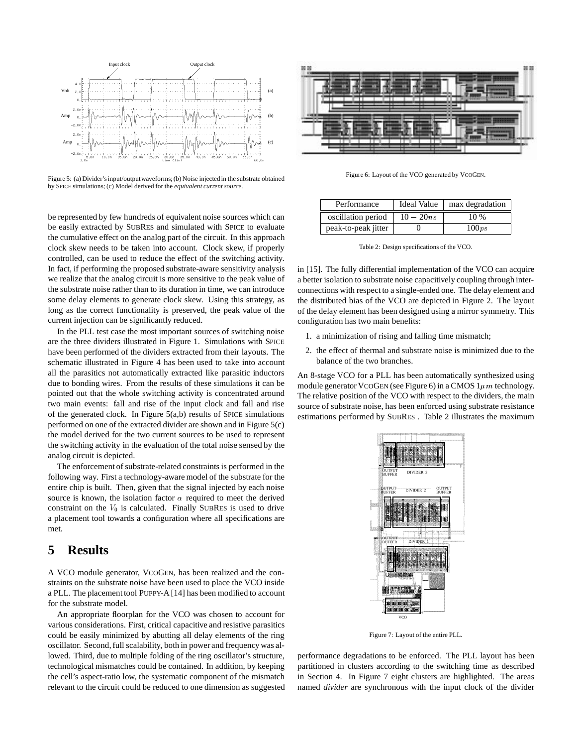Input clock

Output clock

Volt

(a)

Amp

(b)

Amp

(c)

Figure 5: (a) Divider's input/output waveforms; (b) Noise injected in the substrate obtained by SPICE simulations; (c) Model derived for the *equivalent current source*.

be represented by few hundreds of equivalent noise sources which can be easily extracted by SUBRES and simulated with SPICE to evaluate the cumulative effect on the analog part of the circuit. In this approach clock skew needs to be taken into account. Clock skew, if properly controlled, can be used to reduce the effect of the switching activity. In fact, if performing the proposed substrate-aware sensitivity analysis we realize that the analog circuit is more sensitive to the peak value of the substrate noise rather than to its duration in time, we can introduce some delay elements to generate clock skew. Using this strategy, as long as the correct functionality is preserved, the peak value of the current injection can be significantly reduced.

In the PLL test case the most important sources of switching noise are the three dividers illustrated in Figure 1. Simulations with SPICE have been performed of the dividers extracted from their layouts. The schematic illustrated in Figure 4 has been used to take into account all the parasitics not automatically extracted like parasitic inductors due to bonding wires. From the results of these simulations it can be pointed out that the whole switching activity is concentrated around two main events: fall and rise of the input clock and fall and rise of the generated clock. In Figure 5(a,b) results of SPICE simulations performed on one of the extracted divider are shown and in Figure 5(c) the model derived for the two current sources to be used to represent the switching activity in the evaluation of the total noise sensed by the analog circuit is depicted.

The enforcement of substrate-related constraints is performed in the following way. First a technology-aware model of the substrate for the entire chip is built. Then, given that the signal injected by each noise source is known, the isolation factor $\alpha$ required to meet the derived constraint on the $V_0$ is calculated. Finally SUBRES is used to drive a placement tool towards a configuration where all specifications are met.

# 5 Results

A VCO module generator, VCOGEN, has been realized and the constraints on the substrate noise have been used to place the VCO inside a PLL. The placement tool PUPPY-A [14] has been modified to account for the substrate model.

An appropriate floorplan for the VCO was chosen to account for various considerations. First, critical capacitive and resistive parasitics could be easily minimized by abutting all delay elements of the ring oscillator. Second, full scalability, both in power and frequency was allowed. Third, due to multiple folding of the ring oscillator's structure, technological mismatches could be contained. In addition, by keeping the cell's aspect-ratio low, the systematic component of the mismatch relevant to the circuit could be reduced to one dimension as suggested in [15]. The fully differential implementation of the VCO can acquire a better isolation to substrate noise capacitively coupling through interconnections with respect to a single-ended one. The delay element and the distributed bias of the VCO are depicted in Figure 2. The layout of the delay element has been designed using a mirror symmetry. This configuration has two main benefits:

1. a minimization of rising and falling time mismatch;
2. the effect of thermal and substrate noise is minimized due to the balance of the two branches.

An 8-stage VCO for a PLL has been automatically synthesized using module generator VCOGEN (see Figure 6) in a CMOS $1\mu m$ technology. The relative position of the VCO with respect to the dividers, the main source of substrate noise, has been enforced using substrate resistance estimations performed by SUBRES . Table 2 illustrates the maximum performance degradations to be enforced. The PLL layout has been partitioned in clusters according to the switching time as described in Section 4. In Figure 7 eight clusters are highlighted. The areas named *divider* are synchronous with the input clock of the divider

Figure 6: Layout of the VCO generated by VCOGEN.

| Performance | Ideal Value | max degradation |
|---|---|---|
| oscillation period | $10-20ns$ | 10 % |
| peak-to-peak jitter | 0 | $100ps$ |

Table 2: Design specifications of the VCO.

OUTPUT BUFFER

DIVIDER 3

OUTPUT BUFFER

DIVIDER 2

OUTPUT BUFFER

OUTPUT BUFFER

DIVIDER 1

VCO

Figure 7: Layout of the entire PLL.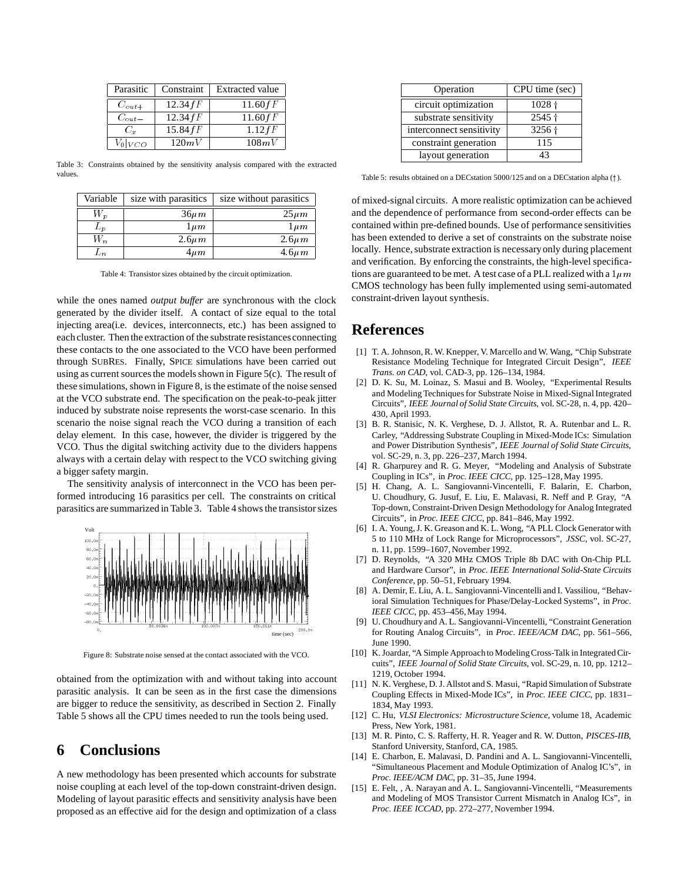| Parasitic | Constraint | Extracted value |
|---|---|---|
| $C_{out+}$ | $12.34fF$ | $11.60fF$ |
| $C_{out-}$ | $12.34fF$ | $11.60fF$ |
| $C_x$ | $15.84fF$ | $1.12fF$ |
| $V_0\vert_{VCO}$ | $120mV$ | $108mV$ |

Table 3: Constraints obtained by the sensitivity analysis compared with the extracted values.

| Variable | size with parasitics | size without parasitics |
|---|---|---|
| $W_p$ | $36\mu m$ | $25\mu m$ |
| $L_p$ | $1\mu m$ | $1\mu m$ |
| $W_n$ | $2.6\mu m$ | $2.6\mu m$ |
| $L_n$ | $4\mu m$ | $4.6\mu m$ |

Table 4: Transistor sizes obtained by the circuit optimization.

while the ones named *output buffer* are synchronous with the clock generated by the divider itself. A contact of size equal to the total injecting area(i.e. devices, interconnects, etc.) has been assigned to each cluster. Then the extraction of the substrate resistances connecting these contacts to the one associated to the VCO have been performed through SUBRES. Finally, SPICE simulations have been carried out using as current sources the models shown in Figure 5(c). The result of these simulations, shown in Figure 8, is the estimate of the noise sensed at the VCO substrate end. The specification on the peak-to-peak jitter induced by substrate noise represents the worst-case scenario. In this scenario the noise signal reach the VCO during a transition of each delay element. In this case, however, the divider is triggered by the VCO. Thus the digital switching activity due to the dividers happens always with a certain delay with respect to the VCO switching giving a bigger safety margin.

The sensitivity analysis of interconnect in the VCO has been performed introducing 16 parasitics per cell. The constraints on critical parasitics are summarized in Table 3. Table 4 shows the transistor sizes

Volt
100.0m
80.0m
60.0m
40.0m
20.0m
0.
-20.0m
-40.0m
-60.0m
-80.0m
0.
50.0036n
100.007n
150.011n
200.0n
time (sec)

Figure 8: Substrate noise sensed at the contact associated with the VCO.

obtained from the optimization with and without taking into account parasitic analysis. It can be seen as in the first case the dimensions are bigger to reduce the sensitivity, as described in Section 2. Finally Table 5 shows all the CPU times needed to run the tools being used.

## 6 Conclusions

A new methodology has been presented which accounts for substrate noise coupling at each level of the top-down constraint-driven design. Modeling of layout parasitic effects and sensitivity analysis have been proposed as an effective aid for the design and optimization of a class of mixed-signal circuits. A more realistic optimization can be achieved and the dependence of performance from second-order effects can be contained within pre-defined bounds. Use of performance sensitivities has been extended to derive a set of constraints on the substrate noise locally. Hence, substrate extraction is necessary only during placement and verification. By enforcing the constraints, the high-level specifications are guaranteed to be met. A test case of a PLL realized with a $1\mu m$ CMOS technology has been fully implemented using semi-automated constraint-driven layout synthesis.

| Operation | CPU time (sec) |
|---|---|
| circuit optimization | 1028 † |
| substrate sensitivity | 2545 † |
| interconnect sensitivity | 3256 † |
| constraint generation | 115 |
| layout generation | 43 |

Table 5: results obtained on a DECstation 5000/125 and on a DECstation alpha (†).

## References

[1] T. A. Johnson, R. W. Knepper, V. Marcello and W. Wang, "Chip Substrate Resistance Modeling Technique for Integrated Circuit Design", *IEEE Trans. on CAD*, vol. CAD-3, pp. 126–134, 1984.

[2] D. K. Su, M. Loinaz, S. Masui and B. Wooley, "Experimental Results and Modeling Techniques for Substrate Noise in Mixed-Signal Integrated Circuits", *IEEE Journal of Solid State Circuits*, vol. SC-28, n. 4, pp. 420–430, April 1993.

[3] B. R. Stanisic, N. K. Verghese, D. J. Allstot, R. A. Rutenbar and L. R. Carley, "Addressing Substrate Coupling in Mixed-Mode ICs: Simulation and Power Distribution Synthesis", *IEEE Journal of Solid State Circuits*, vol. SC-29, n. 3, pp. 226–237, March 1994.

[4] R. Gharpurey and R. G. Meyer, "Modeling and Analysis of Substrate Coupling in ICs", in *Proc. IEEE CICC*, pp. 125–128, May 1995.

[5] H. Chang, A. L. Sangiovanni-Vincentelli, F. Balarin, E. Charbon, U. Choudhury, G. Jusuf, E. Liu, E. Malavasi, R. Neff and P. Gray, "A Top-down, Constraint-Driven Design Methodology for Analog Integrated Circuits", in *Proc. IEEE CICC*, pp. 841–846, May 1992.

[6] I. A. Young, J. K. Greason and K. L. Wong, "A PLL Clock Generator with 5 to 110 MHz of Lock Range for Microprocessors", *JSSC*, vol. SC-27, n. 11, pp. 1599–1607, November 1992.

[7] D. Reynolds, "A 320 MHz CMOS Triple 8b DAC with On-Chip PLL and Hardware Cursor", in *Proc. IEEE International Solid-State Circuits Conference*, pp. 50–51, February 1994.

[8] A. Demir, E. Liu, A. L. Sangiovanni-Vincentelli and I. Vassiliou, "Behavioral Simulation Techniques for Phase/Delay-Locked Systems", in *Proc. IEEE CICC*, pp. 453–456, May 1994.

[9] U. Choudhury and A. L. Sangiovanni-Vincentelli, "Constraint Generation for Routing Analog Circuits", in *Proc. IEEE/ACM DAC*, pp. 561–566, June 1990.

[10] K. Joardar, "A Simple Approach to Modeling Cross-Talk in Integrated Circuits", *IEEE Journal of Solid State Circuits*, vol. SC-29, n. 10, pp. 1212–1219, October 1994.

[11] N. K. Verghese, D. J. Allstot and S. Masui, "Rapid Simulation of Substrate Coupling Effects in Mixed-Mode ICs", in *Proc. IEEE CICC*, pp. 1831–1834, May 1993.

[12] C. Hu, *VLSI Electronics: Microstructure Science*, volume 18, Academic Press, New York, 1981.

[13] M. R. Pinto, C. S. Rafferty, H. R. Yeager and R. W. Dutton, *PISCES-IIB*, Stanford University, Stanford, CA, 1985.

[14] E. Charbon, E. Malavasi, D. Pandini and A. L. Sangiovanni-Vincentelli, "Simultaneous Placement and Module Optimization of Analog IC's", in *Proc. IEEE/ACM DAC*, pp. 31–35, June 1994.

[15] E. Felt, , A. Narayan and A. L. Sangiovanni-Vincentelli, "Measurements and Modeling of MOS Transistor Current Mismatch in Analog ICs", in *Proc. IEEE ICCAD*, pp. 272–277, November 1994.